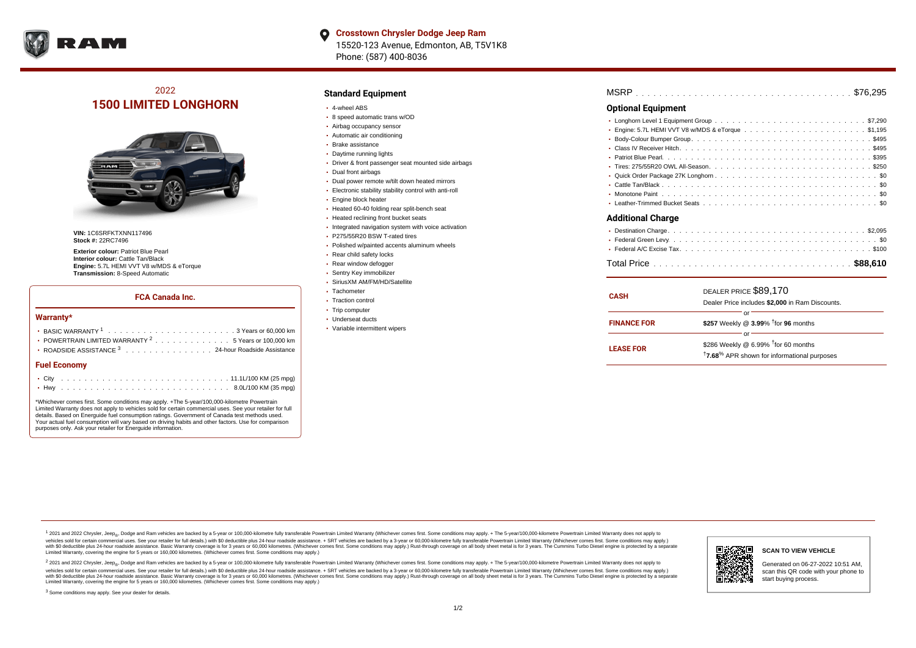**Crosstown Chrysler Dodge Jeep Ram**
15520-123 Avenue, Edmonton, AB, T5V1K8
Phone: (587) 400-8036

## 2022
# 1500 LIMITED LONGHORN

**VIN:** 1C6SRFKTXNN117496
**Stock #:** 22RC7496

**Exterior colour:** Patriot Blue Pearl
**Interior colour:** Cattle Tan/Black
**Engine:** 5.7L HEMI VVT V8 w/MDS & eTorque
**Transmission:** 8-Speed Automatic

### FCA Canada Inc.

#### Warranty*

- BASIC WARRANTY [1] . . . . . . . . . . 3 Years or 60,000 km
- POWERTRAIN LIMITED WARRANTY [2] . . . . . . . . . . 5 Years or 100,000 km
- ROADSIDE ASSISTANCE [3] . . . . . . . . . . 24-hour Roadside Assistance

#### Fuel Economy

- City . . . . . . . . . . 11.1L/100 KM (25 mpg)
- Hwy . . . . . . . . . . 8.0L/100 KM (35 mpg)

*Whichever comes first. Some conditions may apply. +The 5-year/100,000-kilometre Powertrain Limited Warranty does not apply to vehicles sold for certain commercial uses. See your retailer for full details. Based on Energuide fuel consumption ratings. Government of Canada test methods used. Your actual fuel consumption will vary based on driving habits and other factors. Use for comparison purposes only. Ask your retailer for Energuide information.

### Standard Equipment

- 4-wheel ABS
- 8 speed automatic trans w/OD
- Airbag occupancy sensor
- Automatic air conditioning
- Brake assistance
- Daytime running lights
- Driver & front passenger seat mounted side airbags
- Dual front airbags
- Dual power remote w/tilt down heated mirrors
- Electronic stability stability control with anti-roll
- Engine block heater
- Heated 60-40 folding rear split-bench seat
- Heated reclining front bucket seats
- Integrated navigation system with voice activation
- P275/55R20 BSW T-rated tires
- Polished w/painted accents aluminum wheels
- Rear child safety locks
- Rear window defogger
- Sentry Key immobilizer
- SiriusXM AM/FM/HD/Satellite
- Tachometer
- Traction control
- Trip computer
- Underseat ducts
- Variable intermittent wipers

MSRP . . . . . . . . . . $76,295

### Optional Equipment

- Longhorn Level 1 Equipment Group . . . . . . . . . . $7,290
- Engine: 5.7L HEMI VVT V8 w/MDS & eTorque . . . . . . . . . . $1,195
- Body-Colour Bumper Group . . . . . . . . . . $495
- Class IV Receiver Hitch . . . . . . . . . . $495
- Patriot Blue Pearl . . . . . . . . . . $395
- Tires: 275/55R20 OWL All-Season . . . . . . . . . . $250
- Quick Order Package 27K Longhorn . . . . . . . . . . $0
- Cattle Tan/Black . . . . . . . . . . $0
- Monotone Paint . . . . . . . . . . $0
- Leather-Trimmed Bucket Seats . . . . . . . . . . $0

### Additional Charge

- Destination Charge . . . . . . . . . . $2,095
- Federal Green Levy . . . . . . . . . . $0
- Federal A/C Excise Tax . . . . . . . . . . $100

Total Price . . . . . . . . . . **$88,610**

| | |
|---|---|
| **CASH** | DEALER PRICE $89,170<br>Dealer Price includes **$2,000** in Ram Discounts. |
| | or |
| **FINANCE FOR** | **$257** Weekly @ **3.99**% †for **96** months |
| | or |
| **LEASE FOR** | $286 Weekly @ 6.99% †for 60 months<br>†**7.68**% APR shown for informational purposes |

[1] 2021 and 2022 Chrysler, Jeep®, Dodge and Ram vehicles are backed by a 5-year or 100,000-kilometre fully transferable Powertrain Limited Warranty (Whichever comes first. Some conditions may apply. + The 5-year/100,000-kilometre Powertrain Limited Warranty does not apply to vehicles sold for certain commercial uses. See your retailer for full details.) with $0 deductible plus 24-hour roadside assistance. + SRT vehicles are backed by a 3-year or 60,000-kilometre fully transferable Powertrain Limited Warranty (Whichever comes first. Some conditions may apply.) with $0 deductible plus 24-hour roadside assistance. Basic Warranty coverage is for 3 years or 60,000 kilometres. (Whichever comes first. Some conditions may apply.) Rust-through coverage on all body sheet metal is for 3 years. The Cummins Turbo Diesel engine is protected by a separate Limited Warranty, covering the engine for 5 years or 160,000 kilometres. (Whichever comes first. Some conditions may apply.)

[2] 2021 and 2022 Chrysler, Jeep®, Dodge and Ram vehicles are backed by a 5-year or 100,000-kilometre fully transferable Powertrain Limited Warranty (Whichever comes first. Some conditions may apply. + The 5-year/100,000-kilometre Powertrain Limited Warranty does not apply to vehicles sold for certain commercial uses. See your retailer for full details.) with $0 deductible plus 24-hour roadside assistance. + SRT vehicles are backed by a 3-year or 60,000-kilometre fully transferable Powertrain Limited Warranty (Whichever comes first. Some conditions may apply.) with $0 deductible plus 24-hour roadside assistance. Basic Warranty coverage is for 3 years or 60,000 kilometres. (Whichever comes first. Some conditions may apply.) Rust-through coverage on all body sheet metal is for 3 years. The Cummins Turbo Diesel engine is protected by a separate Limited Warranty, covering the engine for 5 years or 160,000 kilometres. (Whichever comes first. Some conditions may apply.)

[3] Some conditions may apply. See your dealer for details.

**SCAN TO VIEW VEHICLE**

Generated on 06-27-2022 10:51 AM, scan this QR code with your phone to start buying process.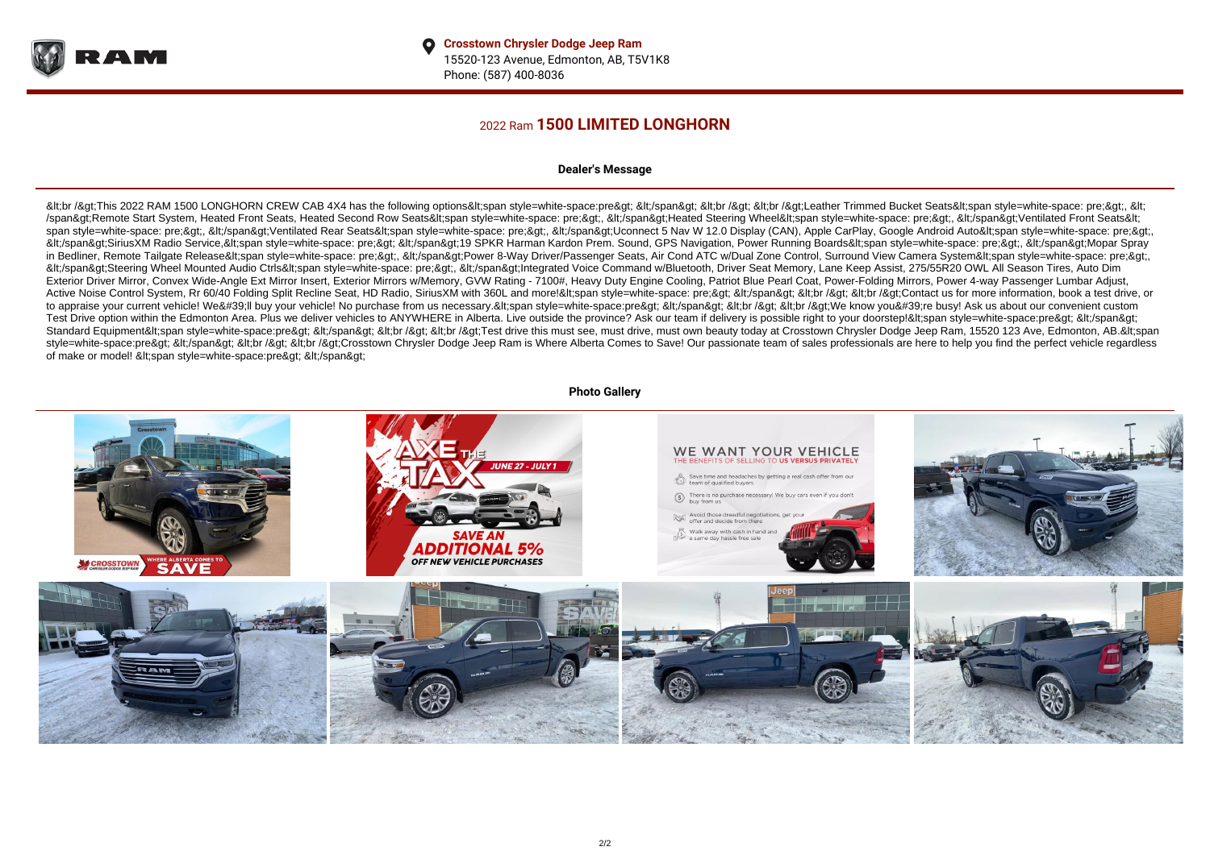**Crosstown Chrysler Dodge Jeep Ram**
15520-123 Avenue, Edmonton, AB, T5V1K8
Phone: (587) 400-8036

## 2022 Ram **1500 LIMITED LONGHORN**

### Dealer's Message

&lt;br /&gt;This 2022 RAM 1500 LONGHORN CREW CAB 4X4 has the following options&lt;span style=white-space:pre&gt; &lt;/span&gt; &lt;br /&gt; &lt;br /&gt;Leather Trimmed Bucket Seats&lt;span style=white-space: pre;&gt;, &lt;/span&gt;Remote Start System, Heated Front Seats, Heated Second Row Seats&lt;span style=white-space: pre;&gt;, &lt;/span&gt;Heated Steering Wheel&lt;span style=white-space: pre;&gt;, &lt;/span&gt;Ventilated Front Seats&lt; span style=white-space: pre;&gt;, &lt;/span&gt;Ventilated Rear Seats&lt;span style=white-space: pre;&gt;, &lt;/span&gt;Uconnect 5 Nav W 12.0 Display (CAN), Apple CarPlay, Google Android Auto&lt;span style=white-space: pre;&gt;, &lt;/span&gt;SiriusXM Radio Service,&lt;span style=white-space: pre;&gt; &lt;/span&gt;19 SPKR Harman Kardon Prem. Sound, GPS Navigation, Power Running Boards&lt;span style=white-space: pre;&gt;, &lt;/span&gt;Mopar Spray in Bedliner, Remote Tailgate Release&lt;span style=white-space: pre;&gt;, &lt;/span&gt;Power 8-Way Driver/Passenger Seats, Air Cond ATC w/Dual Zone Control, Surround View Camera System&lt;span style=white-space: pre;&gt;, &lt;/span&gt;Steering Wheel Mounted Audio Ctrls&lt;span style=white-space: pre;&gt;, &lt;/span&gt;Integrated Voice Command w/Bluetooth, Driver Seat Memory, Lane Keep Assist, 275/55R20 OWL All Season Tires, Auto Dim Exterior Driver Mirror, Convex Wide-Angle Ext Mirror Insert, Exterior Mirrors w/Memory, GVW Rating - 7100#, Heavy Duty Engine Cooling, Patriot Blue Pearl Coat, Power-Folding Mirrors, Power 4-way Passenger Lumbar Adjust, Active Noise Control System, Rr 60/40 Folding Split Recline Seat, HD Radio, SiriusXM with 360L and more!&lt;span style=white-space:pre&gt; &lt;/span&gt; &lt;br /&gt; &lt;br /&gt;Contact us for more information, book a test drive, or to appraise your current vehicle! We&#39;ll buy your vehicle! No purchase from us necessary.&lt;span style=white-space:pre&gt; &lt;/span&gt; &lt;br /&gt; &lt;br /&gt;We know you&#39;re busy! Ask us about our convenient custom Test Drive option within the Edmonton Area. Plus we deliver vehicles to ANYWHERE in Alberta. Live outside the province? Ask our team if delivery is possible right to your doorstep!&lt;span style=white-space:pre&gt; &lt;/span&gt; Standard Equipment&lt;span style=white-space:pre&gt; &lt;/span&gt; &lt;br /&gt; &lt;br /&gt;Test drive this must see, must drive, must own beauty today at Crosstown Chrysler Dodge Jeep Ram, 15520 123 Ave, Edmonton, AB.&lt;span style=white-space:pre&gt; &lt;/span&gt; &lt;br /&gt; &lt;br /&gt;Crosstown Chrysler Dodge Jeep Ram is Where Alberta Comes to Save! Our passionate team of sales professionals are here to help you find the perfect vehicle regardless of make or model! &lt;span style=white-space:pre&gt; &lt;/span&gt;

### Photo Gallery